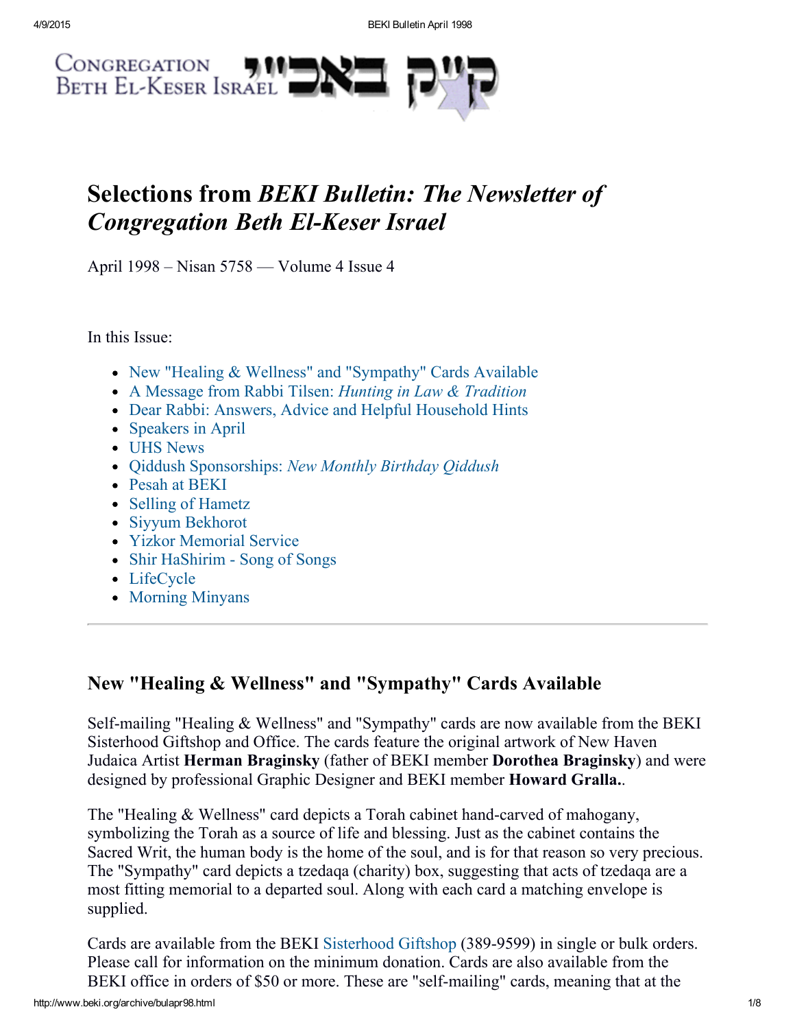Congregation Beth El-Keser Israel קי״ק באכי״י

# Selections from *BEKI Bulletin: The Newsletter of Congregation Beth El-Keser Israel*

April 1998 – Nisan 5758 — Volume 4 Issue 4

In this Issue:

- New "Healing & Wellness" and "Sympathy" Cards Available
- A Message from Rabbi Tilsen: *Hunting in Law & Tradition*
- Dear Rabbi: Answers, Advice and Helpful Household Hints
- Speakers in April
- UHS News
- Qiddush Sponsorships: *New Monthly Birthday Qiddush*
- Pesah at BEKI
- Selling of Hametz
- Siyyum Bekhorot
- Yizkor Memorial Service
- Shir HaShirim - Song of Songs
- LifeCycle
- Morning Minyans

---

## New "Healing & Wellness" and "Sympathy" Cards Available

Self-mailing "Healing & Wellness" and "Sympathy" cards are now available from the BEKI Sisterhood Giftshop and Office. The cards feature the original artwork of New Haven Judaica Artist **Herman Braginsky** (father of BEKI member **Dorothea Braginsky**) and were designed by professional Graphic Designer and BEKI member **Howard Gralla.**.

The "Healing & Wellness" card depicts a Torah cabinet hand-carved of mahogany, symbolizing the Torah as a source of life and blessing. Just as the cabinet contains the Sacred Writ, the human body is the home of the soul, and is for that reason so very precious. The "Sympathy" card depicts a tzedaqa (charity) box, suggesting that acts of tzedaqa are a most fitting memorial to a departed soul. Along with each card a matching envelope is supplied.

Cards are available from the BEKI Sisterhood Giftshop (389-9599) in single or bulk orders. Please call for information on the minimum donation. Cards are also available from the BEKI office in orders of $50 or more. These are "self-mailing" cards, meaning that at the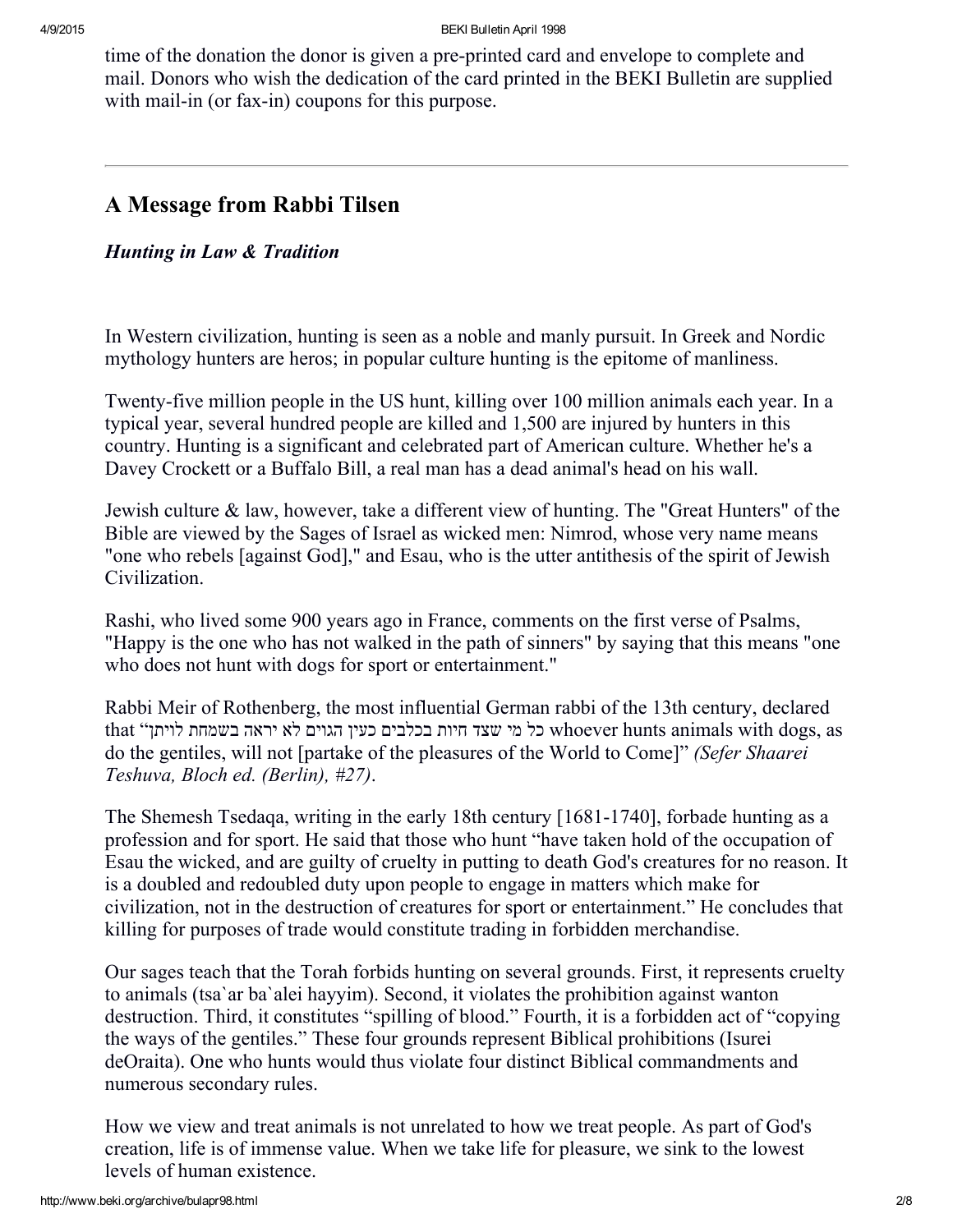time of the donation the donor is given a pre-printed card and envelope to complete and mail. Donors who wish the dedication of the card printed in the BEKI Bulletin are supplied with mail-in (or fax-in) coupons for this purpose.

---

## A Message from Rabbi Tilsen

### *Hunting in Law & Tradition*

In Western civilization, hunting is seen as a noble and manly pursuit. In Greek and Nordic mythology hunters are heros; in popular culture hunting is the epitome of manliness.

Twenty-five million people in the US hunt, killing over 100 million animals each year. In a typical year, several hundred people are killed and 1,500 are injured by hunters in this country. Hunting is a significant and celebrated part of American culture. Whether he's a Davey Crockett or a Buffalo Bill, a real man has a dead animal's head on his wall.

Jewish culture & law, however, take a different view of hunting. The "Great Hunters" of the Bible are viewed by the Sages of Israel as wicked men: Nimrod, whose very name means "one who rebels [against God]," and Esau, who is the utter antithesis of the spirit of Jewish Civilization.

Rashi, who lived some 900 years ago in France, comments on the first verse of Psalms, "Happy is the one who has not walked in the path of sinners" by saying that this means "one who does not hunt with dogs for sport or entertainment."

Rabbi Meir of Rothenberg, the most influential German rabbi of the 13th century, declared that "כל מי שצד חיות בכלבים כעין הגוים לא יראה בשמחת לויתן whoever hunts animals with dogs, as do the gentiles, will not [partake of the pleasures of the World to Come]" *(Sefer Shaarei Teshuva, Bloch ed. (Berlin), #27)*.

The Shemesh Tsedaqa, writing in the early 18th century [1681-1740], forbade hunting as a profession and for sport. He said that those who hunt "have taken hold of the occupation of Esau the wicked, and are guilty of cruelty in putting to death God's creatures for no reason. It is a doubled and redoubled duty upon people to engage in matters which make for civilization, not in the destruction of creatures for sport or entertainment." He concludes that killing for purposes of trade would constitute trading in forbidden merchandise.

Our sages teach that the Torah forbids hunting on several grounds. First, it represents cruelty to animals (tsa`ar ba`alei hayyim). Second, it violates the prohibition against wanton destruction. Third, it constitutes "spilling of blood." Fourth, it is a forbidden act of "copying the ways of the gentiles." These four grounds represent Biblical prohibitions (Isurei deOraita). One who hunts would thus violate four distinct Biblical commandments and numerous secondary rules.

How we view and treat animals is not unrelated to how we treat people. As part of God's creation, life is of immense value. When we take life for pleasure, we sink to the lowest levels of human existence.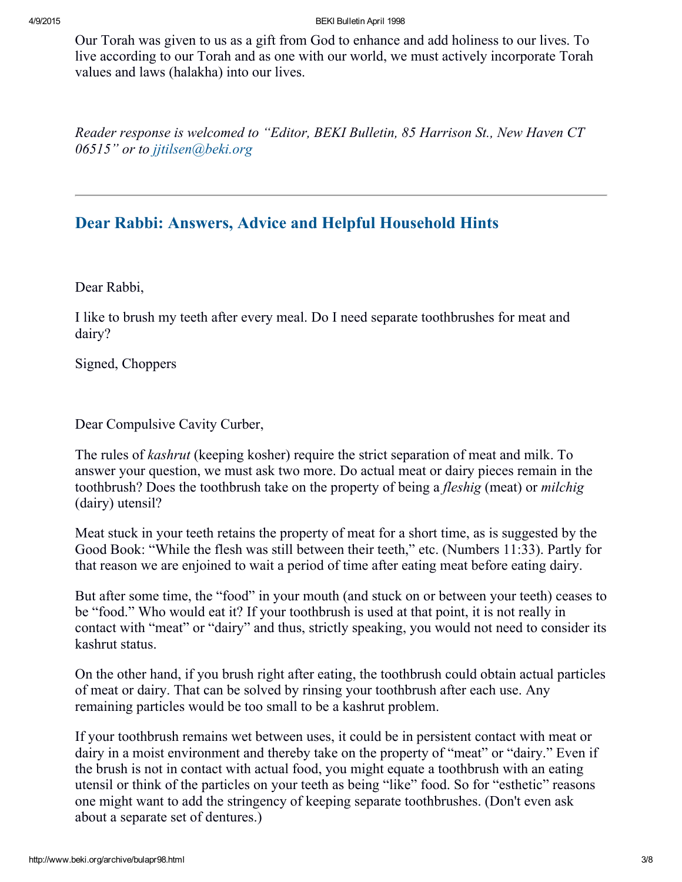Our Torah was given to us as a gift from God to enhance and add holiness to our lives. To live according to our Torah and as one with our world, we must actively incorporate Torah values and laws (halakha) into our lives.

*Reader response is welcomed to "Editor, BEKI Bulletin, 85 Harrison St., New Haven CT 06515" or to jjtilsen@beki.org*

---

## Dear Rabbi: Answers, Advice and Helpful Household Hints

Dear Rabbi,

I like to brush my teeth after every meal. Do I need separate toothbrushes for meat and dairy?

Signed, Choppers

Dear Compulsive Cavity Curber,

The rules of *kashrut* (keeping kosher) require the strict separation of meat and milk. To answer your question, we must ask two more. Do actual meat or dairy pieces remain in the toothbrush? Does the toothbrush take on the property of being a *fleshig* (meat) or *milchig* (dairy) utensil?

Meat stuck in your teeth retains the property of meat for a short time, as is suggested by the Good Book: "While the flesh was still between their teeth," etc. (Numbers 11:33). Partly for that reason we are enjoined to wait a period of time after eating meat before eating dairy.

But after some time, the "food" in your mouth (and stuck on or between your teeth) ceases to be "food." Who would eat it? If your toothbrush is used at that point, it is not really in contact with "meat" or "dairy" and thus, strictly speaking, you would not need to consider its kashrut status.

On the other hand, if you brush right after eating, the toothbrush could obtain actual particles of meat or dairy. That can be solved by rinsing your toothbrush after each use. Any remaining particles would be too small to be a kashrut problem.

If your toothbrush remains wet between uses, it could be in persistent contact with meat or dairy in a moist environment and thereby take on the property of "meat" or "dairy." Even if the brush is not in contact with actual food, you might equate a toothbrush with an eating utensil or think of the particles on your teeth as being "like" food. So for "esthetic" reasons one might want to add the stringency of keeping separate toothbrushes. (Don't even ask about a separate set of dentures.)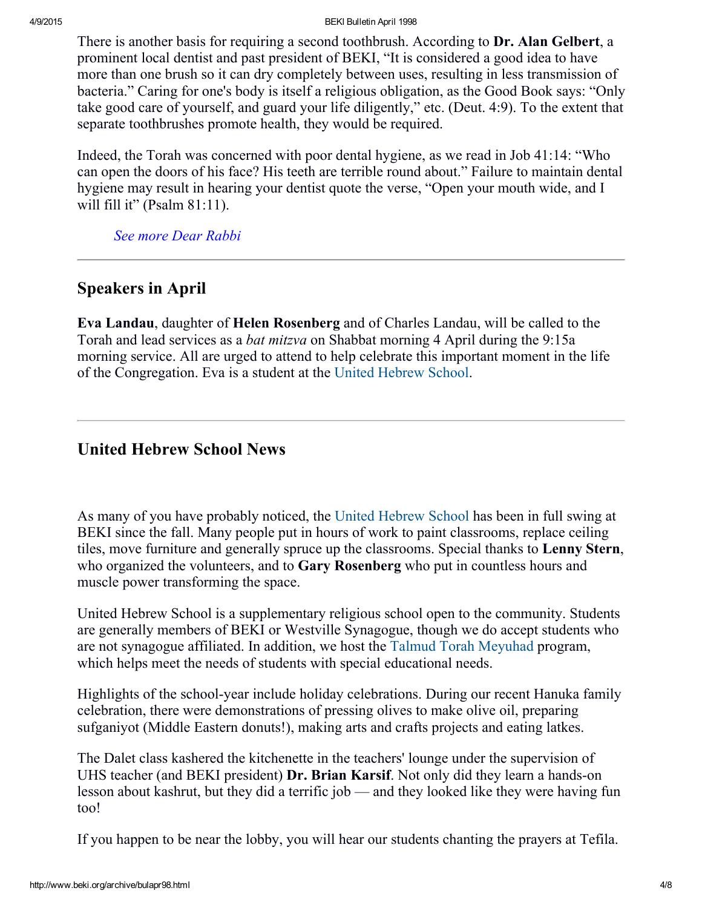There is another basis for requiring a second toothbrush. According to **Dr. Alan Gelbert**, a prominent local dentist and past president of BEKI, “It is considered a good idea to have more than one brush so it can dry completely between uses, resulting in less transmission of bacteria.” Caring for one's body is itself a religious obligation, as the Good Book says: “Only take good care of yourself, and guard your life diligently,” etc. (Deut. 4:9). To the extent that separate toothbrushes promote health, they would be required.

Indeed, the Torah was concerned with poor dental hygiene, as we read in Job 41:14: “Who can open the doors of his face? His teeth are terrible round about.” Failure to maintain dental hygiene may result in hearing your dentist quote the verse, “Open your mouth wide, and I will fill it” (Psalm 81:11).

*See more Dear Rabbi*

---

## Speakers in April

**Eva Landau**, daughter of **Helen Rosenberg** and of Charles Landau, will be called to the Torah and lead services as a *bat mitzva* on Shabbat morning 4 April during the 9:15a morning service. All are urged to attend to help celebrate this important moment in the life of the Congregation. Eva is a student at the United Hebrew School.

---

## United Hebrew School News

As many of you have probably noticed, the United Hebrew School has been in full swing at BEKI since the fall. Many people put in hours of work to paint classrooms, replace ceiling tiles, move furniture and generally spruce up the classrooms. Special thanks to **Lenny Stern**, who organized the volunteers, and to **Gary Rosenberg** who put in countless hours and muscle power transforming the space.

United Hebrew School is a supplementary religious school open to the community. Students are generally members of BEKI or Westville Synagogue, though we do accept students who are not synagogue affiliated. In addition, we host the Talmud Torah Meyuhad program, which helps meet the needs of students with special educational needs.

Highlights of the school-year include holiday celebrations. During our recent Hanuka family celebration, there were demonstrations of pressing olives to make olive oil, preparing sufganiyot (Middle Eastern donuts!), making arts and crafts projects and eating latkes.

The Dalet class kashered the kitchenette in the teachers' lounge under the supervision of UHS teacher (and BEKI president) **Dr. Brian Karsif**. Not only did they learn a hands-on lesson about kashrut, but they did a terrific job — and they looked like they were having fun too!

If you happen to be near the lobby, you will hear our students chanting the prayers at Tefila.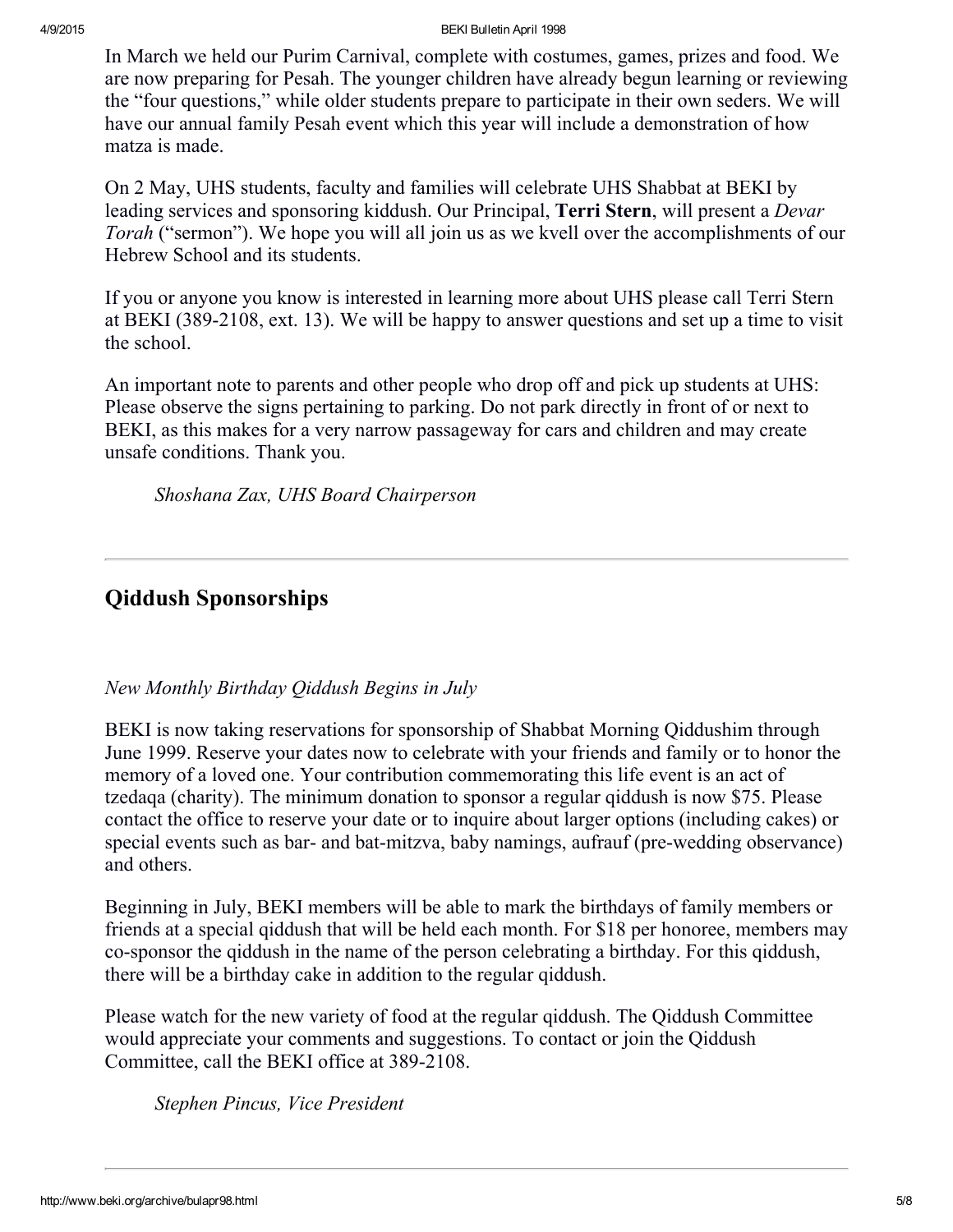In March we held our Purim Carnival, complete with costumes, games, prizes and food. We are now preparing for Pesah. The younger children have already begun learning or reviewing the "four questions," while older students prepare to participate in their own seders. We will have our annual family Pesah event which this year will include a demonstration of how matza is made.

On 2 May, UHS students, faculty and families will celebrate UHS Shabbat at BEKI by leading services and sponsoring kiddush. Our Principal, **Terri Stern**, will present a *Devar Torah* ("sermon"). We hope you will all join us as we kvell over the accomplishments of our Hebrew School and its students.

If you or anyone you know is interested in learning more about UHS please call Terri Stern at BEKI (389-2108, ext. 13). We will be happy to answer questions and set up a time to visit the school.

An important note to parents and other people who drop off and pick up students at UHS: Please observe the signs pertaining to parking. Do not park directly in front of or next to BEKI, as this makes for a very narrow passageway for cars and children and may create unsafe conditions. Thank you.

*Shoshana Zax, UHS Board Chairperson*

---

## Qiddush Sponsorships

*New Monthly Birthday Qiddush Begins in July*

BEKI is now taking reservations for sponsorship of Shabbat Morning Qiddushim through June 1999. Reserve your dates now to celebrate with your friends and family or to honor the memory of a loved one. Your contribution commemorating this life event is an act of tzedaqa (charity). The minimum donation to sponsor a regular qiddush is now $75. Please contact the office to reserve your date or to inquire about larger options (including cakes) or special events such as bar- and bat-mitzva, baby namings, aufrauf (pre-wedding observance) and others.

Beginning in July, BEKI members will be able to mark the birthdays of family members or friends at a special qiddush that will be held each month. For $18 per honoree, members may co-sponsor the qiddush in the name of the person celebrating a birthday. For this qiddush, there will be a birthday cake in addition to the regular qiddush.

Please watch for the new variety of food at the regular qiddush. The Qiddush Committee would appreciate your comments and suggestions. To contact or join the Qiddush Committee, call the BEKI office at 389-2108.

*Stephen Pincus, Vice President*

---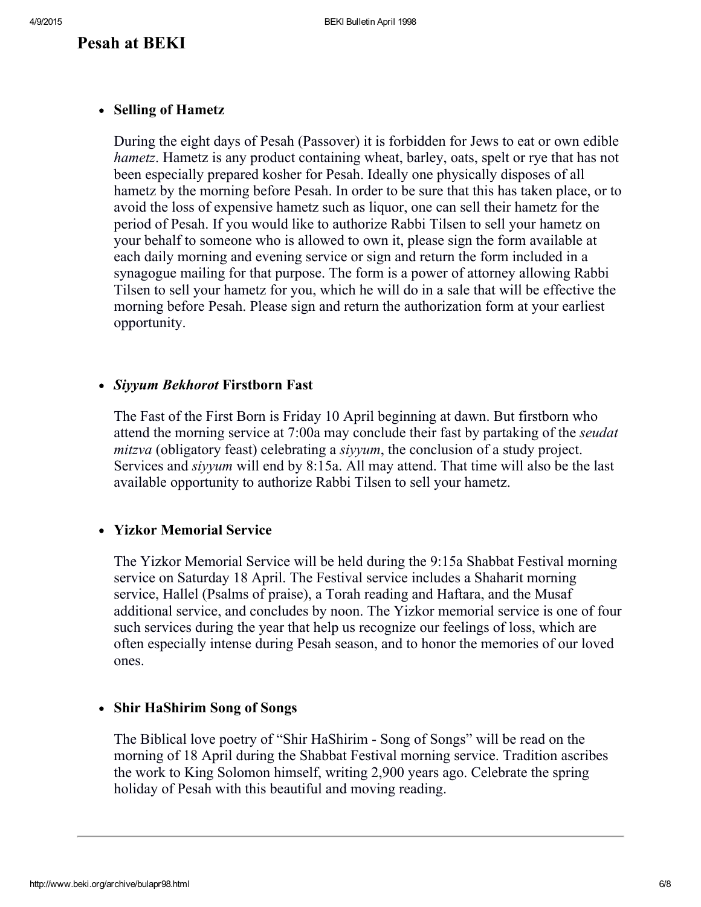## Pesah at BEKI

- **Selling of Hametz**

  During the eight days of Pesah (Passover) it is forbidden for Jews to eat or own edible *hametz*. Hametz is any product containing wheat, barley, oats, spelt or rye that has not been especially prepared kosher for Pesah. Ideally one physically disposes of all hametz by the morning before Pesah. In order to be sure that this has taken place, or to avoid the loss of expensive hametz such as liquor, one can sell their hametz for the period of Pesah. If you would like to authorize Rabbi Tilsen to sell your hametz on your behalf to someone who is allowed to own it, please sign the form available at each daily morning and evening service or sign and return the form included in a synagogue mailing for that purpose. The form is a power of attorney allowing Rabbi Tilsen to sell your hametz for you, which he will do in a sale that will be effective the morning before Pesah. Please sign and return the authorization form at your earliest opportunity.

- ***Siyyum Bekhorot* Firstborn Fast**

  The Fast of the First Born is Friday 10 April beginning at dawn. But firstborn who attend the morning service at 7:00a may conclude their fast by partaking of the *seudat mitzva* (obligatory feast) celebrating a *siyyum*, the conclusion of a study project. Services and *siyyum* will end by 8:15a. All may attend. That time will also be the last available opportunity to authorize Rabbi Tilsen to sell your hametz.

- **Yizkor Memorial Service**

  The Yizkor Memorial Service will be held during the 9:15a Shabbat Festival morning service on Saturday 18 April. The Festival service includes a Shaharit morning service, Hallel (Psalms of praise), a Torah reading and Haftara, and the Musaf additional service, and concludes by noon. The Yizkor memorial service is one of four such services during the year that help us recognize our feelings of loss, which are often especially intense during Pesah season, and to honor the memories of our loved ones.

- **Shir HaShirim Song of Songs**

  The Biblical love poetry of "Shir HaShirim - Song of Songs" will be read on the morning of 18 April during the Shabbat Festival morning service. Tradition ascribes the work to King Solomon himself, writing 2,900 years ago. Celebrate the spring holiday of Pesah with this beautiful and moving reading.

---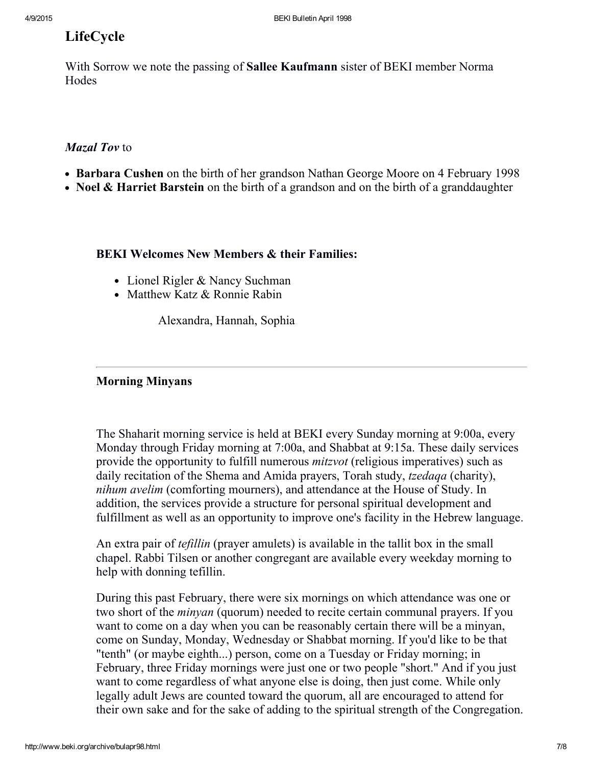## LifeCycle

With Sorrow we note the passing of **Sallee Kaufmann** sister of BEKI member Norma Hodes

***Mazal Tov*** to

- **Barbara Cushen** on the birth of her grandson Nathan George Moore on 4 February 1998
- **Noel & Harriet Barstein** on the birth of a grandson and on the birth of a granddaughter

**BEKI Welcomes New Members & their Families:**

- Lionel Rigler & Nancy Suchman
- Matthew Katz & Ronnie Rabin

  Alexandra, Hannah, Sophia

---

**Morning Minyans**

The Shaharit morning service is held at BEKI every Sunday morning at 9:00a, every Monday through Friday morning at 7:00a, and Shabbat at 9:15a. These daily services provide the opportunity to fulfill numerous *mitzvot* (religious imperatives) such as daily recitation of the Shema and Amida prayers, Torah study, *tzedaqa* (charity), *nihum avelim* (comforting mourners), and attendance at the House of Study. In addition, the services provide a structure for personal spiritual development and fulfillment as well as an opportunity to improve one's facility in the Hebrew language.

An extra pair of *tefillin* (prayer amulets) is available in the tallit box in the small chapel. Rabbi Tilsen or another congregant are available every weekday morning to help with donning tefillin.

During this past February, there were six mornings on which attendance was one or two short of the *minyan* (quorum) needed to recite certain communal prayers. If you want to come on a day when you can be reasonably certain there will be a minyan, come on Sunday, Monday, Wednesday or Shabbat morning. If you'd like to be that "tenth" (or maybe eighth...) person, come on a Tuesday or Friday morning; in February, three Friday mornings were just one or two people "short." And if you just want to come regardless of what anyone else is doing, then just come. While only legally adult Jews are counted toward the quorum, all are encouraged to attend for their own sake and for the sake of adding to the spiritual strength of the Congregation.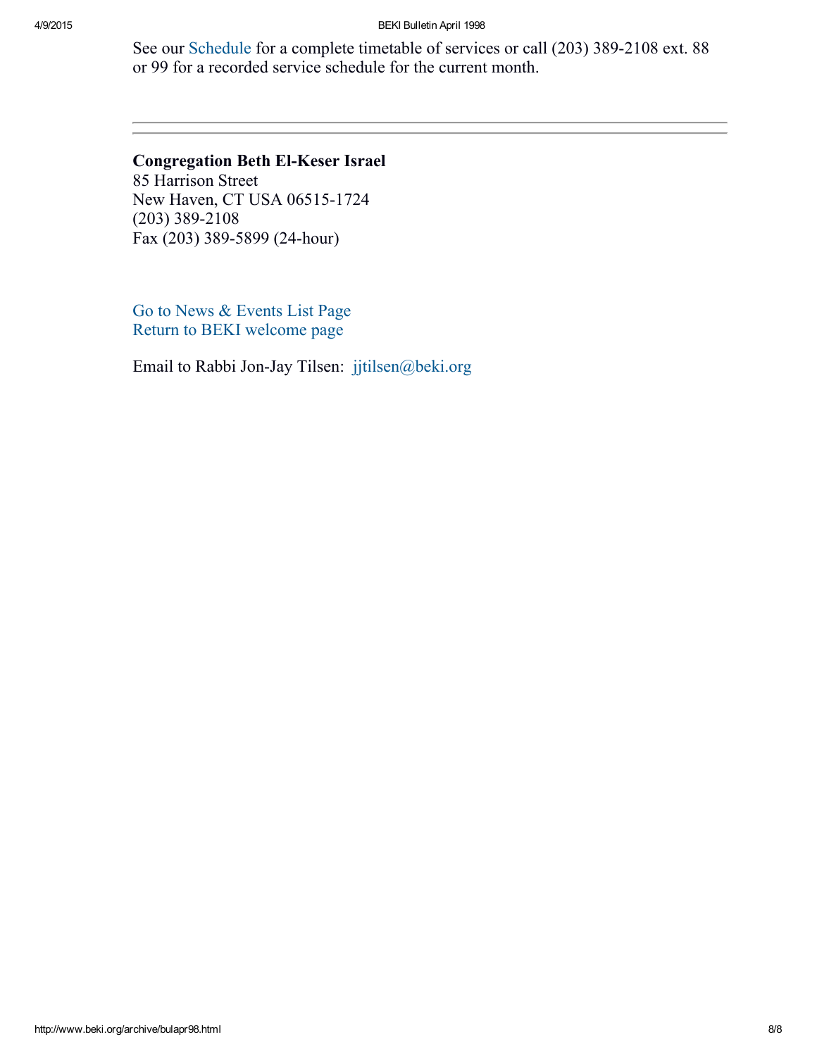See our Schedule for a complete timetable of services or call (203) 389-2108 ext. 88 or 99 for a recorded service schedule for the current month.

---

**Congregation Beth El-Keser Israel**
85 Harrison Street
New Haven, CT USA 06515-1724
(203) 389-2108
Fax (203) 389-5899 (24-hour)

Go to News & Events List Page
Return to BEKI welcome page

Email to Rabbi Jon-Jay Tilsen: jjtilsen@beki.org